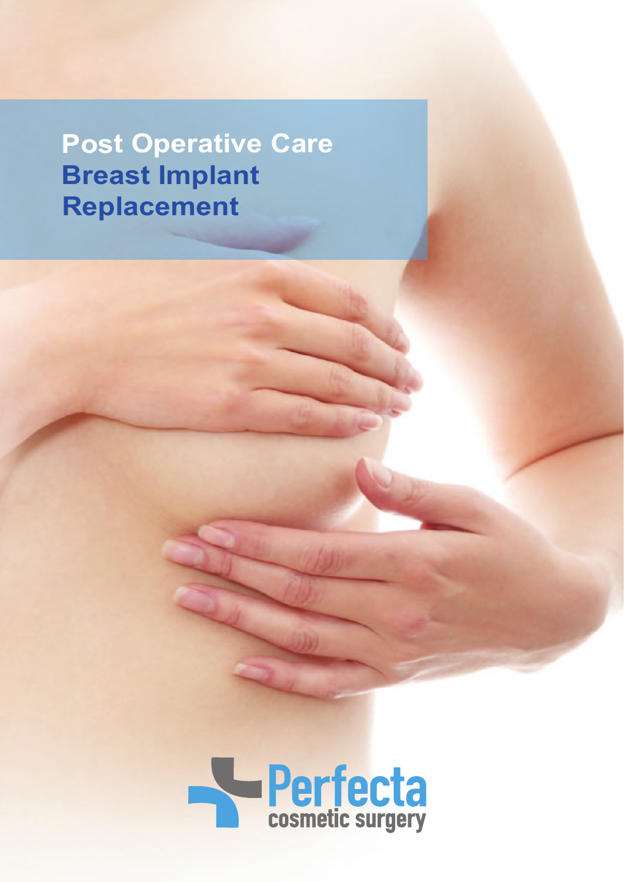# Post Operative Care
## Breast Implant Replacement

Perfecta
cosmetic surgery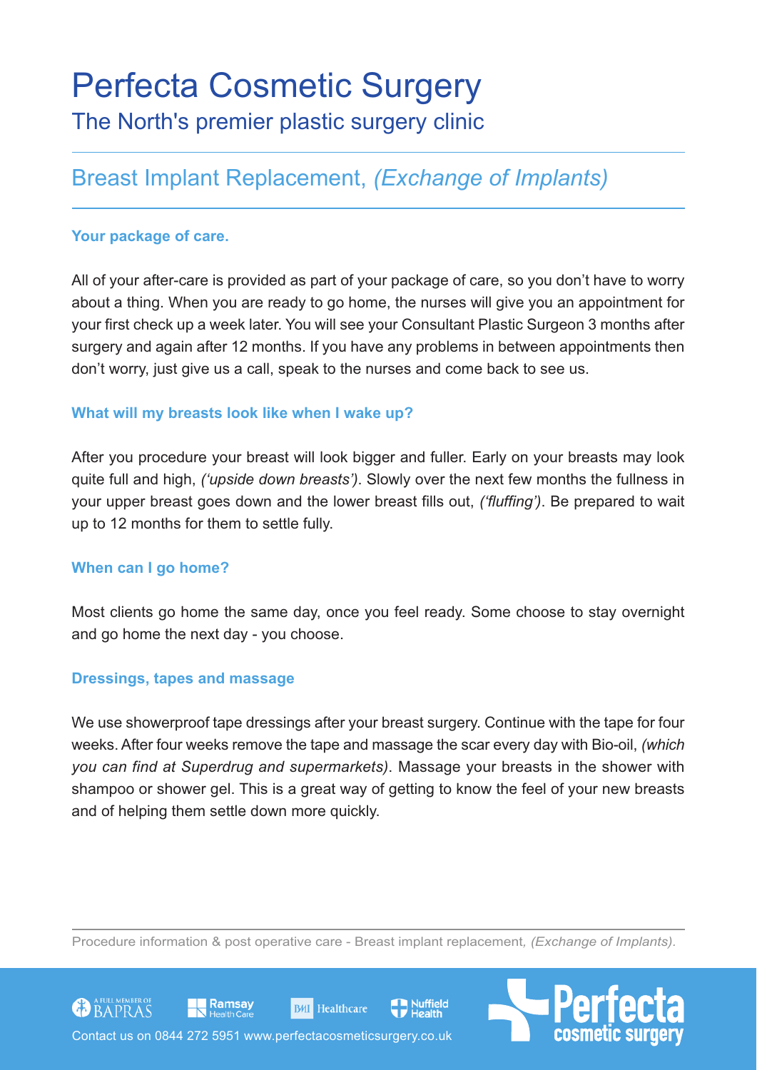# Perfecta Cosmetic Surgery

## The North's premier plastic surgery clinic

## Breast Implant Replacement, *(Exchange of Implants)*

### Your package of care.

All of your after-care is provided as part of your package of care, so you don't have to worry about a thing. When you are ready to go home, the nurses will give you an appointment for your first check up a week later. You will see your Consultant Plastic Surgeon 3 months after surgery and again after 12 months. If you have any problems in between appointments then don't worry, just give us a call, speak to the nurses and come back to see us.

### What will my breasts look like when I wake up?

After you procedure your breast will look bigger and fuller. Early on your breasts may look quite full and high, *('upside down breasts')*. Slowly over the next few months the fullness in your upper breast goes down and the lower breast fills out, *('fluffing')*. Be prepared to wait up to 12 months for them to settle fully.

### When can I go home?

Most clients go home the same day, once you feel ready. Some choose to stay overnight and go home the next day - you choose.

### Dressings, tapes and massage

We use showerproof tape dressings after your breast surgery. Continue with the tape for four weeks. After four weeks remove the tape and massage the scar every day with Bio-oil, *(which you can find at Superdrug and supermarkets)*. Massage your breasts in the shower with shampoo or shower gel. This is a great way of getting to know the feel of your new breasts and of helping them settle down more quickly.

Procedure information & post operative care - Breast implant replacement, *(Exchange of Implants)*.

A FULL MEMBER OF BAPRAS · Ramsay Health Care · BMI Healthcare · Nuffield Health

Contact us on 0844 272 5951 www.perfectacosmeticsurgery.co.uk

Perfecta cosmetic surgery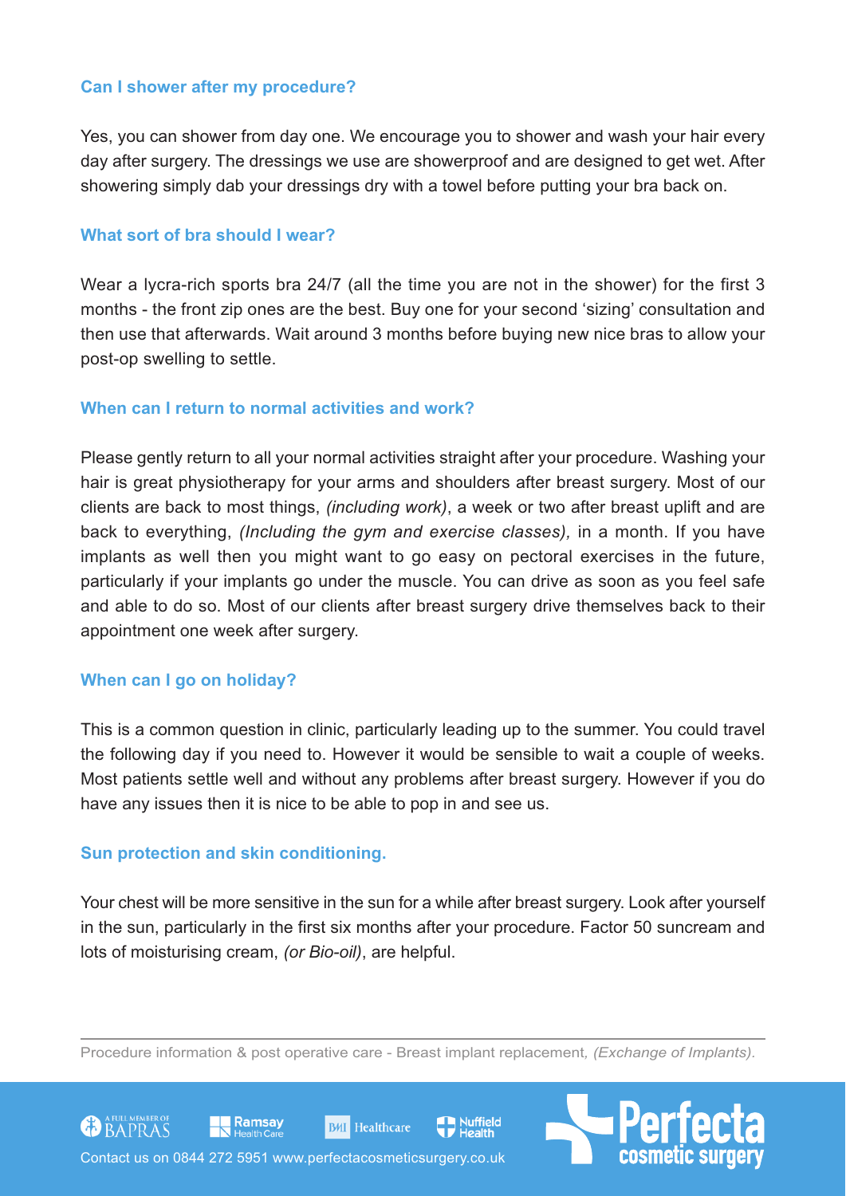### Can I shower after my procedure?

Yes, you can shower from day one. We encourage you to shower and wash your hair every day after surgery. The dressings we use are showerproof and are designed to get wet. After showering simply dab your dressings dry with a towel before putting your bra back on.

### What sort of bra should I wear?

Wear a lycra-rich sports bra 24/7 (all the time you are not in the shower) for the first 3 months - the front zip ones are the best. Buy one for your second 'sizing' consultation and then use that afterwards. Wait around 3 months before buying new nice bras to allow your post-op swelling to settle.

### When can I return to normal activities and work?

Please gently return to all your normal activities straight after your procedure. Washing your hair is great physiotherapy for your arms and shoulders after breast surgery. Most of our clients are back to most things, *(including work)*, a week or two after breast uplift and are back to everything, *(Including the gym and exercise classes),* in a month. If you have implants as well then you might want to go easy on pectoral exercises in the future, particularly if your implants go under the muscle. You can drive as soon as you feel safe and able to do so. Most of our clients after breast surgery drive themselves back to their appointment one week after surgery.

### When can I go on holiday?

This is a common question in clinic, particularly leading up to the summer. You could travel the following day if you need to. However it would be sensible to wait a couple of weeks. Most patients settle well and without any problems after breast surgery. However if you do have any issues then it is nice to be able to pop in and see us.

### Sun protection and skin conditioning.

Your chest will be more sensitive in the sun for a while after breast surgery. Look after yourself in the sun, particularly in the first six months after your procedure. Factor 50 suncream and lots of moisturising cream, *(or Bio-oil)*, are helpful.

Procedure information & post operative care - Breast implant replacement, *(Exchange of Implants).*

A FULL MEMBER OF BAPRAS | Ramsay Health Care | BMI Healthcare | Nuffield Health

Contact us on 0844 272 5951 www.perfectacosmeticsurgery.co.uk

Perfecta cosmetic surgery